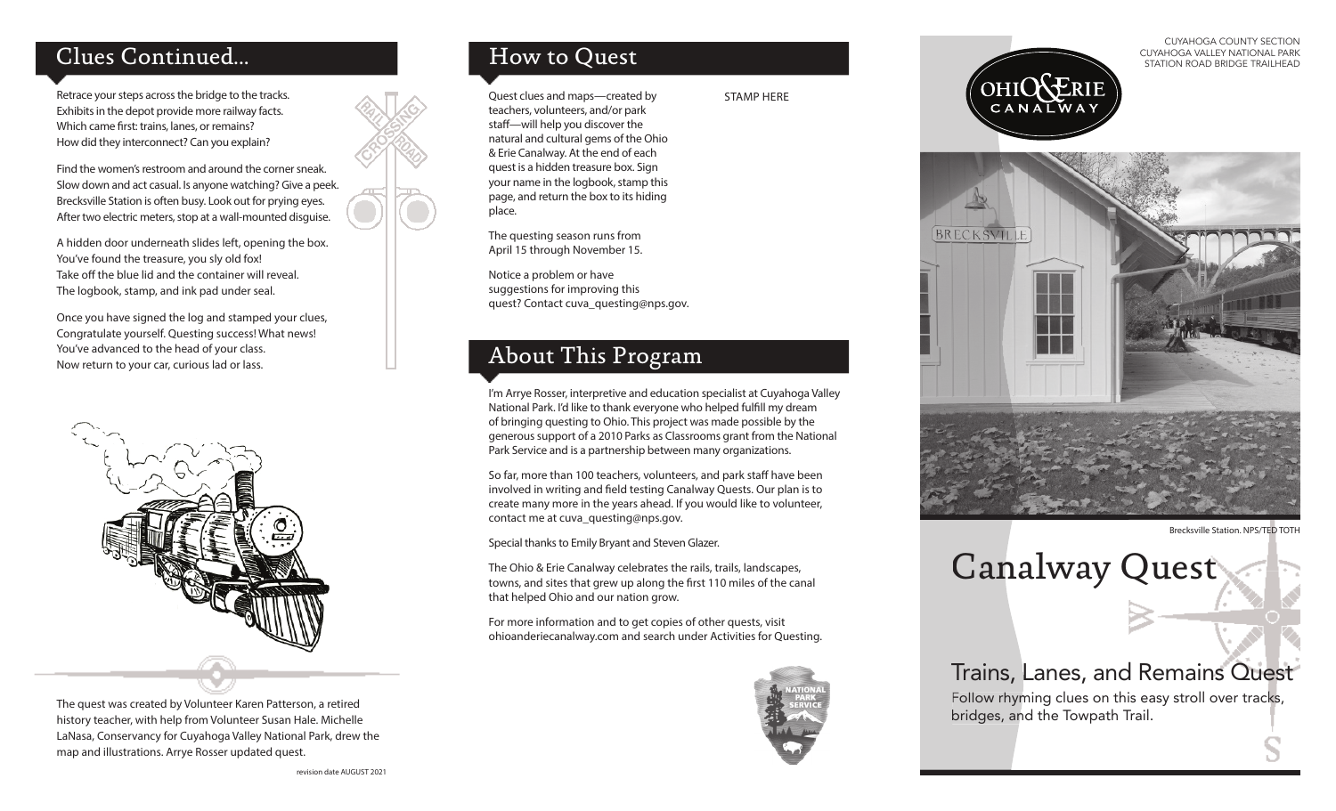## Clues Continued...

Retrace your steps across the bridge to the tracks.
Exhibits in the depot provide more railway facts.
Which came first: trains, lanes, or remains?
How did they interconnect? Can you explain?

Find the women's restroom and around the corner sneak.
Slow down and act casual. Is anyone watching? Give a peek.
Brecksville Station is often busy. Look out for prying eyes.
After two electric meters, stop at a wall-mounted disguise.

A hidden door underneath slides left, opening the box.
You've found the treasure, you sly old fox!
Take off the blue lid and the container will reveal.
The logbook, stamp, and ink pad under seal.

Once you have signed the log and stamped your clues,
Congratulate yourself. Questing success! What news!
You've advanced to the head of your class.
Now return to your car, curious lad or lass.

The quest was created by Volunteer Karen Patterson, a retired history teacher, with help from Volunteer Susan Hale. Michelle LaNasa, Conservancy for Cuyahoga Valley National Park, drew the map and illustrations. Arrye Rosser updated quest.

revision date AUGUST 2021

## How to Quest

Quest clues and maps—created by teachers, volunteers, and/or park staff—will help you discover the natural and cultural gems of the Ohio & Erie Canalway. At the end of each quest is a hidden treasure box. Sign your name in the logbook, stamp this page, and return the box to its hiding place.

STAMP HERE

The questing season runs from April 15 through November 15.

Notice a problem or have suggestions for improving this quest? Contact cuva_questing@nps.gov.

## About This Program

I'm Arrye Rosser, interpretive and education specialist at Cuyahoga Valley National Park. I'd like to thank everyone who helped fulfill my dream of bringing questing to Ohio. This project was made possible by the generous support of a 2010 Parks as Classrooms grant from the National Park Service and is a partnership between many organizations.

So far, more than 100 teachers, volunteers, and park staff have been involved in writing and field testing Canalway Quests. Our plan is to create many more in the years ahead. If you would like to volunteer, contact me at cuva_questing@nps.gov.

Special thanks to Emily Bryant and Steven Glazer.

The Ohio & Erie Canalway celebrates the rails, trails, landscapes, towns, and sites that grew up along the first 110 miles of the canal that helped Ohio and our nation grow.

For more information and to get copies of other quests, visit ohioanderiecanalway.com and search under Activities for Questing.

CUYAHOGA COUNTY SECTION
CUYAHOGA VALLEY NATIONAL PARK
STATION ROAD BRIDGE TRAILHEAD

Brecksville Station. NPS/TED TOTH

# Canalway Quest

## Trains, Lanes, and Remains Quest

Follow rhyming clues on this easy stroll over tracks, bridges, and the Towpath Trail.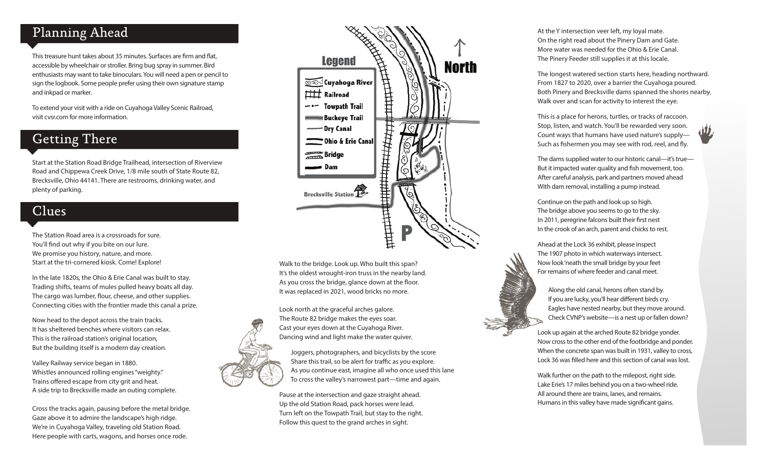## Planning Ahead

This treasure hunt takes about 35 minutes. Surfaces are firm and flat, accessible by wheelchair or stroller. Bring bug spray in summer. Bird enthusiasts may want to take binoculars. You will need a pen or pencil to sign the logbook. Some people prefer using their own signature stamp and inkpad or marker.

To extend your visit with a ride on Cuyahoga Valley Scenic Railroad, visit cvsr.com for more information.

## Getting There

Start at the Station Road Bridge Trailhead, intersection of Riverview Road and Chippewa Creek Drive, 1/8 mile south of State Route 82, Brecksville, Ohio 44141. There are restrooms, drinking water, and plenty of parking.

## Clues

The Station Road area is a crossroads for sure.
You'll find out why if you bite on our lure.
We promise you history, nature, and more.
Start at the tri-cornered kiosk. Come! Explore!

In the late 1820s, the Ohio & Erie Canal was built to stay.
Trading shifts, teams of mules pulled heavy boats all day.
The cargo was lumber, flour, cheese, and other supplies.
Connecting cities with the frontier made this canal a prize.

Now head to the depot across the train tracks.
It has sheltered benches where visitors can relax.
This is the railroad station's original location,
But the building itself is a modern day creation.

Valley Railway service began in 1880.
Whistles announced rolling engines "weighty."
Trains offered escape from city grit and heat.
A side trip to Brecksville made an outing complete.

Cross the tracks again, pausing before the metal bridge.
Gaze above it to admire the landscape's high ridge.
We're in Cuyahoga Valley, traveling old Station Road.
Here people with carts, wagons, and horses once rode.

Legend
Cuyahoga River
Railroad
Towpath Trail
Buckeye Trail
Dry Canal
Ohio & Erie Canal
Bridge
Dam

North
Brecksville Station
P

Walk to the bridge. Look up. Who built this span?
It's the oldest wrought-iron truss in the nearby land.
As you cross the bridge, glance down at the floor.
It was replaced in 2021, wood bricks no more.

Look north at the graceful arches galore.
The Route 82 bridge makes the eyes soar.
Cast your eyes down at the Cuyahoga River.
Dancing wind and light make the water quiver.

> Joggers, photographers, and bicyclists by the score
> Share this trail, so be alert for traffic as you explore.
> As you continue east, imagine all who once used this lane
> To cross the valley's narrowest part—time and again.

Pause at the intersection and gaze straight ahead.
Up the old Station Road, pack horses were lead.
Turn left on the Towpath Trail, but stay to the right.
Follow this quest to the grand arches in sight.

At the Y intersection veer left, my loyal mate.
On the right read about the Pinery Dam and Gate.
More water was needed for the Ohio & Erie Canal.
The Pinery Feeder still supplies it at this locale.

The longest watered section starts here, heading northward.
From 1827 to 2020, over a barrier the Cuyahoga poured.
Both Pinery and Brecksville dams spanned the shores nearby.
Walk over and scan for activity to interest the eye.

This is a place for herons, turtles, or tracks of raccoon.
Stop, listen, and watch. You'll be rewarded very soon.
Count ways that humans have used nature's supply—
Such as fishermen you may see with rod, reel, and fly.

The dams supplied water to our historic canal—it's true—
But it impacted water quality and fish movement, too.
After careful analysis, park and partners moved ahead
With dam removal, installing a pump instead.

Continue on the path and look up so high.
The bridge above you seems to go to the sky.
In 2011, peregrine falcons built their first nest
In the crook of an arch, parent and chicks to rest.

Ahead at the Lock 36 exhibit, please inspect
The 1907 photo in which waterways intersect.
Now look 'neath the small bridge by your feet
For remains of where feeder and canal meet.

> Along the old canal, herons often stand by.
> If you are lucky, you'll hear different birds cry.
> Eagles have nested nearby, but they move around.
> Check CVNP's website—is a nest up or fallen down?

Look up again at the arched Route 82 bridge yonder.
Now cross to the other end of the footbridge and ponder.
When the concrete span was built in 1931, valley to cross,
Lock 36 was filled here and this section of canal was lost.

Walk further on the path to the milepost, right side.
Lake Erie's 17 miles behind you on a two-wheel ride.
All around there are trains, lanes, and remains.
Humans in this valley have made significant gains.